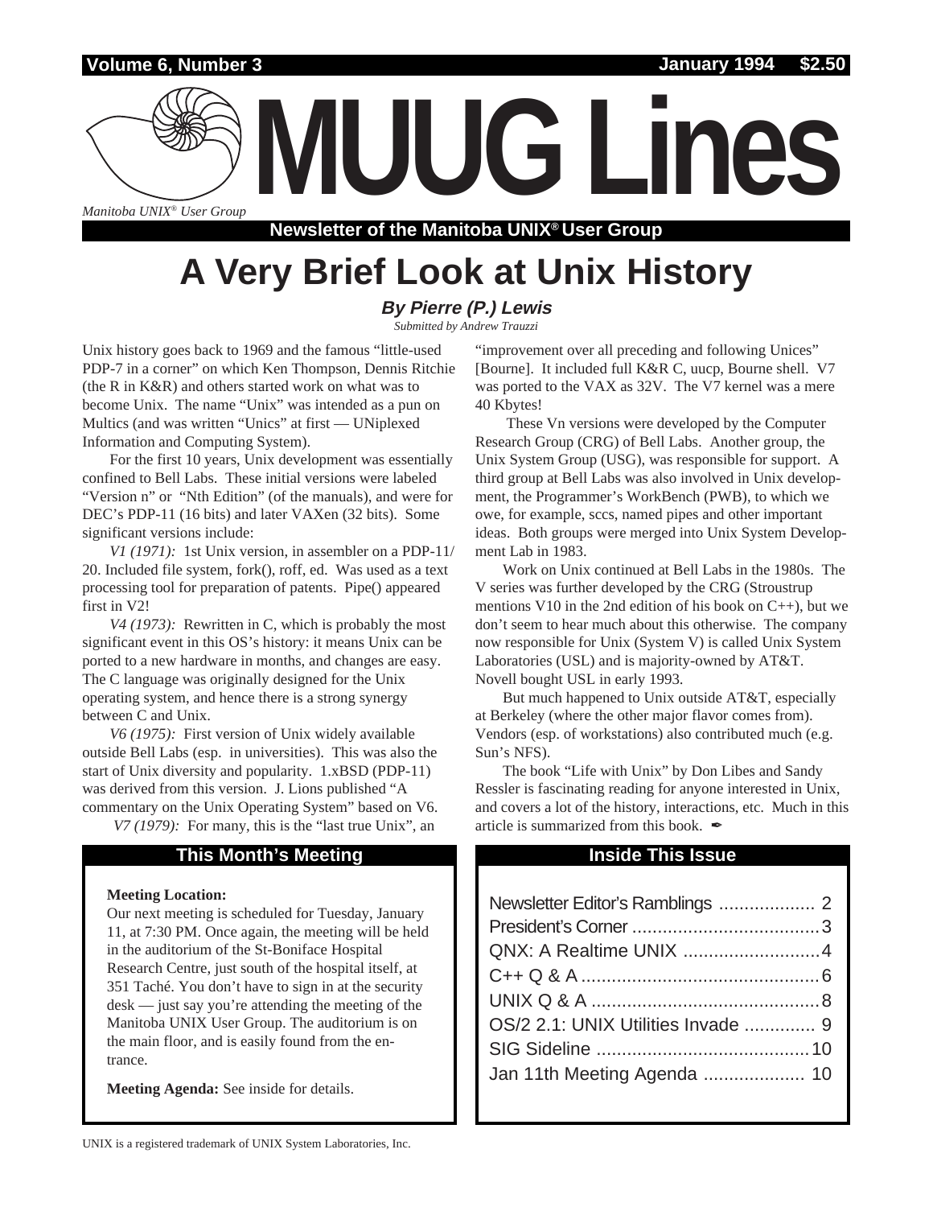Volume 6, Number 3 — January 1994 — $2.50

# MUUG Lines

*Manitoba UNIX® User Group*

**Newsletter of the Manitoba UNIX® User Group**

# A Very Brief Look at Unix History

***By Pierre (P.) Lewis***

*Submitted by Andrew Trauzzi*

Unix history goes back to 1969 and the famous "little-used PDP-7 in a corner" on which Ken Thompson, Dennis Ritchie (the R in K&R) and others started work on what was to become Unix. The name "Unix" was intended as a pun on Multics (and was written "Unics" at first — UNiplexed Information and Computing System).

For the first 10 years, Unix development was essentially confined to Bell Labs. These initial versions were labeled "Version n" or "Nth Edition" (of the manuals), and were for DEC's PDP-11 (16 bits) and later VAXen (32 bits). Some significant versions include:

*V1 (1971):* 1st Unix version, in assembler on a PDP-11/20. Included file system, fork(), roff, ed. Was used as a text processing tool for preparation of patents. Pipe() appeared first in V2!

*V4 (1973):* Rewritten in C, which is probably the most significant event in this OS's history: it means Unix can be ported to a new hardware in months, and changes are easy. The C language was originally designed for the Unix operating system, and hence there is a strong synergy between C and Unix.

*V6 (1975):* First version of Unix widely available outside Bell Labs (esp. in universities). This was also the start of Unix diversity and popularity. 1.xBSD (PDP-11) was derived from this version. J. Lions published "A commentary on the Unix Operating System" based on V6.

*V7 (1979):* For many, this is the "last true Unix", an "improvement over all preceding and following Unices" [Bourne]. It included full K&R C, uucp, Bourne shell. V7 was ported to the VAX as 32V. The V7 kernel was a mere 40 Kbytes!

These Vn versions were developed by the Computer Research Group (CRG) of Bell Labs. Another group, the Unix System Group (USG), was responsible for support. A third group at Bell Labs was also involved in Unix development, the Programmer's WorkBench (PWB), to which we owe, for example, sccs, named pipes and other important ideas. Both groups were merged into Unix System Development Lab in 1983.

Work on Unix continued at Bell Labs in the 1980s. The V series was further developed by the CRG (Stroustrup mentions V10 in the 2nd edition of his book on C++), but we don't seem to hear much about this otherwise. The company now responsible for Unix (System V) is called Unix System Laboratories (USL) and is majority-owned by AT&T. Novell bought USL in early 1993.

But much happened to Unix outside AT&T, especially at Berkeley (where the other major flavor comes from). Vendors (esp. of workstations) also contributed much (e.g. Sun's NFS).

The book "Life with Unix" by Don Libes and Sandy Ressler is fascinating reading for anyone interested in Unix, and covers a lot of the history, interactions, etc. Much in this article is summarized from this book. ✒

## This Month's Meeting

**Meeting Location:**
Our next meeting is scheduled for Tuesday, January 11, at 7:30 PM. Once again, the meeting will be held in the auditorium of the St-Boniface Hospital Research Centre, just south of the hospital itself, at 351 Taché. You don't have to sign in at the security desk — just say you're attending the meeting of the Manitoba UNIX User Group. The auditorium is on the main floor, and is easily found from the entrance.

**Meeting Agenda:** See inside for details.

## Inside This Issue

| | |
|---|---|
| Newsletter Editor's Ramblings | 2 |
| President's Corner | 3 |
| QNX: A Realtime UNIX | 4 |
| C++ Q & A | 6 |
| UNIX Q & A | 8 |
| OS/2 2.1: UNIX Utilities Invade | 9 |
| SIG Sideline | 10 |
| Jan 11th Meeting Agenda | 10 |

UNIX is a registered trademark of UNIX System Laboratories, Inc.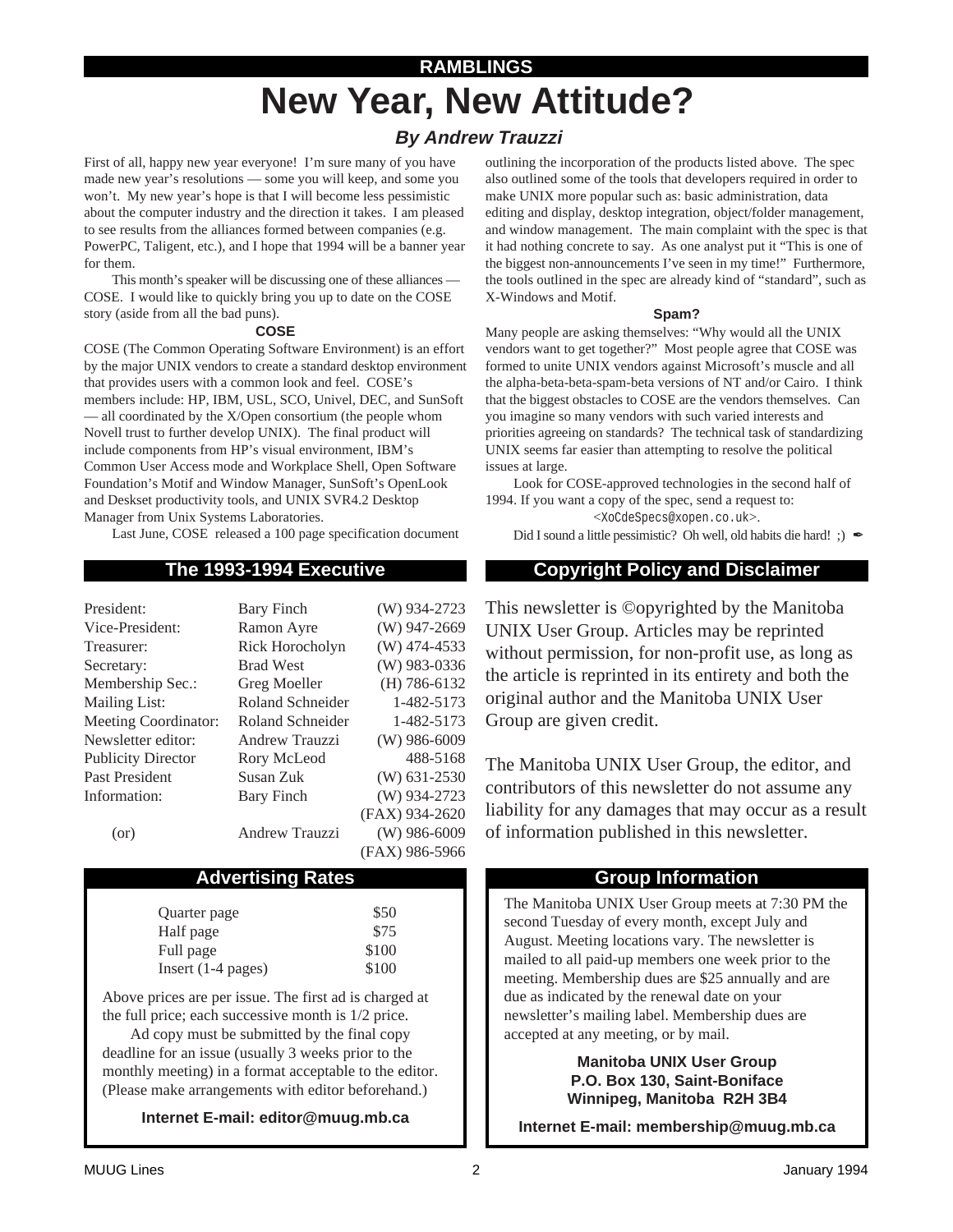RAMBLINGS

# New Year, New Attitude?

### *By Andrew Trauzzi*

First of all, happy new year everyone! I'm sure many of you have made new year's resolutions — some you will keep, and some you won't. My new year's hope is that I will become less pessimistic about the computer industry and the direction it takes. I am pleased to see results from the alliances formed between companies (e.g. PowerPC, Taligent, etc.), and I hope that 1994 will be a banner year for them.

This month's speaker will be discussing one of these alliances — COSE. I would like to quickly bring you up to date on the COSE story (aside from all the bad puns).

#### COSE

COSE (The Common Operating Software Environment) is an effort by the major UNIX vendors to create a standard desktop environment that provides users with a common look and feel. COSE's members include: HP, IBM, USL, SCO, Univel, DEC, and SunSoft — all coordinated by the X/Open consortium (the people whom Novell trust to further develop UNIX). The final product will include components from HP's visual environment, IBM's Common User Access mode and Workplace Shell, Open Software Foundation's Motif and Window Manager, SunSoft's OpenLook and Deskset productivity tools, and UNIX SVR4.2 Desktop Manager from Unix Systems Laboratories.

Last June, COSE released a 100 page specification document outlining the incorporation of the products listed above. The spec also outlined some of the tools that developers required in order to make UNIX more popular such as: basic administration, data editing and display, desktop integration, object/folder management, and window management. The main complaint with the spec is that it had nothing concrete to say. As one analyst put it "This is one of the biggest non-announcements I've seen in my time!" Furthermore, the tools outlined in the spec are already kind of "standard", such as X-Windows and Motif.

#### Spam?

Many people are asking themselves: "Why would all the UNIX vendors want to get together?" Most people agree that COSE was formed to unite UNIX vendors against Microsoft's muscle and all the alpha-beta-beta-spam-beta versions of NT and/or Cairo. I think that the biggest obstacles to COSE are the vendors themselves. Can you imagine so many vendors with such varied interests and priorities agreeing on standards? The technical task of standardizing UNIX seems far easier than attempting to resolve the political issues at large.

Look for COSE-approved technologies in the second half of 1994. If you want a copy of the spec, send a request to: `<XoCdeSpecs@xopen.co.uk>`.

Did I sound a little pessimistic? Oh well, old habits die hard! ;) ✒

## The 1993-1994 Executive

| | | |
|---|---|---|
| President: | Bary Finch | (W) 934-2723 |
| Vice-President: | Ramon Ayre | (W) 947-2669 |
| Treasurer: | Rick Horocholyn | (W) 474-4533 |
| Secretary: | Brad West | (W) 983-0336 |
| Membership Sec.: | Greg Moeller | (H) 786-6132 |
| Mailing List: | Roland Schneider | 1-482-5173 |
| Meeting Coordinator: | Roland Schneider | 1-482-5173 |
| Newsletter editor: | Andrew Trauzzi | (W) 986-6009 |
| Publicity Director | Rory McLeod | 488-5168 |
| Past President | Susan Zuk | (W) 631-2530 |
| Information: | Bary Finch | (W) 934-2723 |
| | | (FAX) 934-2620 |
| (or) | Andrew Trauzzi | (W) 986-6009 |
| | | (FAX) 986-5966 |

## Copyright Policy and Disclaimer

This newsletter is ©opyrighted by the Manitoba UNIX User Group. Articles may be reprinted without permission, for non-profit use, as long as the article is reprinted in its entirety and both the original author and the Manitoba UNIX User Group are given credit.

The Manitoba UNIX User Group, the editor, and contributors of this newsletter do not assume any liability for any damages that may occur as a result of information published in this newsletter.

## Advertising Rates

| | |
|---|---|
| Quarter page | $50 |
| Half page | $75 |
| Full page | $100 |
| Insert (1-4 pages) | $100 |

Above prices are per issue. The first ad is charged at the full price; each successive month is 1/2 price.

Ad copy must be submitted by the final copy deadline for an issue (usually 3 weeks prior to the monthly meeting) in a format acceptable to the editor. (Please make arrangements with editor beforehand.)

**Internet E-mail: editor@muug.mb.ca**

## Group Information

The Manitoba UNIX User Group meets at 7:30 PM the second Tuesday of every month, except July and August. Meeting locations vary. The newsletter is mailed to all paid-up members one week prior to the meeting. Membership dues are $25 annually and are due as indicated by the renewal date on your newsletter's mailing label. Membership dues are accepted at any meeting, or by mail.

**Manitoba UNIX User Group**
**P.O. Box 130, Saint-Boniface**
**Winnipeg, Manitoba R2H 3B4**

**Internet E-mail: membership@muug.mb.ca**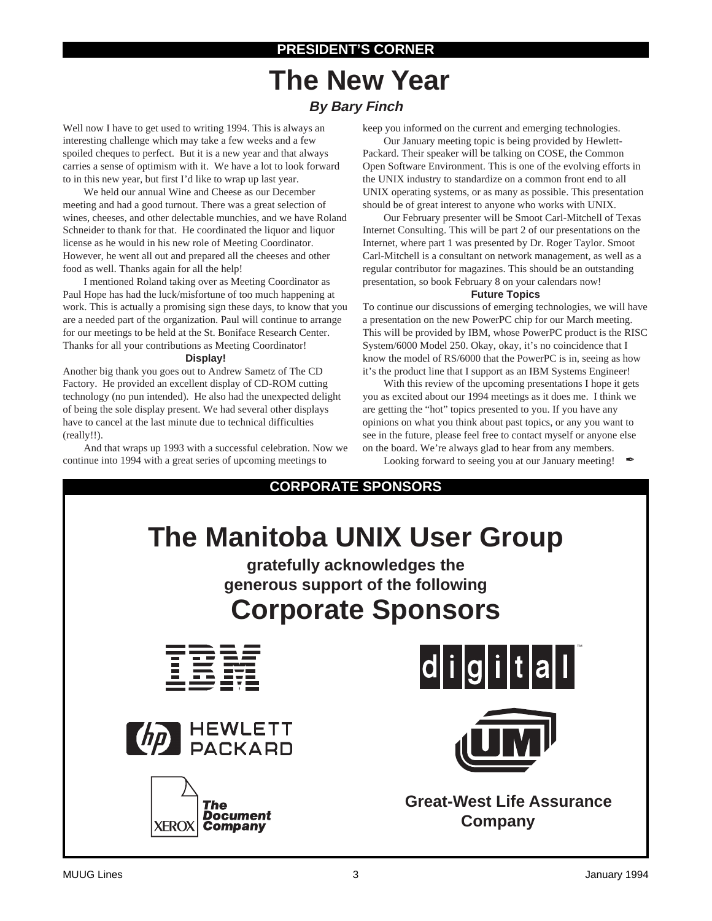## PRESIDENT'S CORNER

# The New Year

***By Bary Finch***

Well now I have to get used to writing 1994. This is always an interesting challenge which may take a few weeks and a few spoiled cheques to perfect. But it is a new year and that always carries a sense of optimism with it. We have a lot to look forward to in this new year, but first I'd like to wrap up last year.

We held our annual Wine and Cheese as our December meeting and had a good turnout. There was a great selection of wines, cheeses, and other delectable munchies, and we have Roland Schneider to thank for that. He coordinated the liquor and liquor license as he would in his new role of Meeting Coordinator. However, he went all out and prepared all the cheeses and other food as well. Thanks again for all the help!

I mentioned Roland taking over as Meeting Coordinator as Paul Hope has had the luck/misfortune of too much happening at work. This is actually a promising sign these days, to know that you are a needed part of the organization. Paul will continue to arrange for our meetings to be held at the St. Boniface Research Center. Thanks for all your contributions as Meeting Coordinator!

**Display!**

Another big thank you goes out to Andrew Sametz of The CD Factory. He provided an excellent display of CD-ROM cutting technology (no pun intended). He also had the unexpected delight of being the sole display present. We had several other displays have to cancel at the last minute due to technical difficulties (really!!).

And that wraps up 1993 with a successful celebration. Now we continue into 1994 with a great series of upcoming meetings to keep you informed on the current and emerging technologies.

Our January meeting topic is being provided by Hewlett-Packard. Their speaker will be talking on COSE, the Common Open Software Environment. This is one of the evolving efforts in the UNIX industry to standardize on a common front end to all UNIX operating systems, or as many as possible. This presentation should be of great interest to anyone who works with UNIX.

Our February presenter will be Smoot Carl-Mitchell of Texas Internet Consulting. This will be part 2 of our presentations on the Internet, where part 1 was presented by Dr. Roger Taylor. Smoot Carl-Mitchell is a consultant on network management, as well as a regular contributor for magazines. This should be an outstanding presentation, so book February 8 on your calendars now!

**Future Topics**

To continue our discussions of emerging technologies, we will have a presentation on the new PowerPC chip for our March meeting. This will be provided by IBM, whose PowerPC product is the RISC System/6000 Model 250. Okay, okay, it's no coincidence that I know the model of RS/6000 that the PowerPC is in, seeing as how it's the product line that I support as an IBM Systems Engineer!

With this review of the upcoming presentations I hope it gets you as excited about our 1994 meetings as it does me. I think we are getting the "hot" topics presented to you. If you have any opinions on what you think about past topics, or any you want to see in the future, please feel free to contact myself or anyone else on the board. We're always glad to hear from any members.

Looking forward to seeing you at our January meeting! ✒

## CORPORATE SPONSORS

# The Manitoba UNIX User Group

**gratefully acknowledges the generous support of the following**

# Corporate Sponsors

IBM

digital

HEWLETT PACKARD

UM

XEROX The Document Company

**Great-West Life Assurance Company**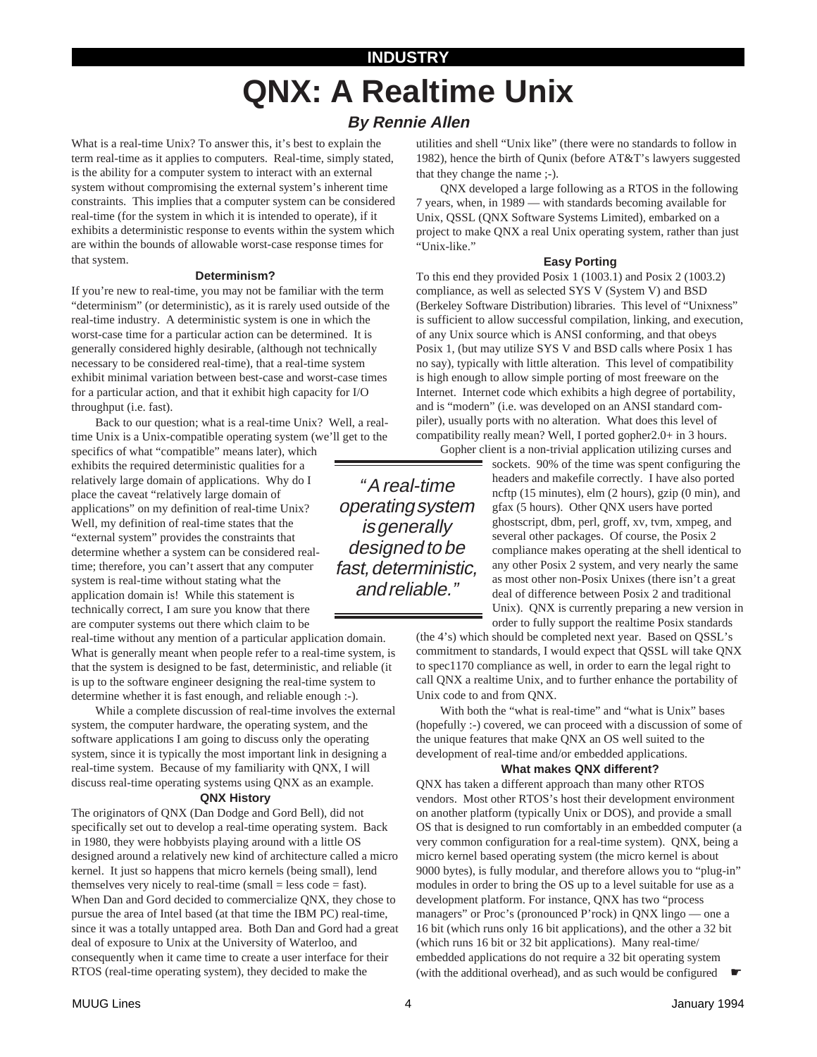INDUSTRY

# QNX: A Realtime Unix

***By Rennie Allen***

What is a real-time Unix? To answer this, it's best to explain the term real-time as it applies to computers. Real-time, simply stated, is the ability for a computer system to interact with an external system without compromising the external system's inherent time constraints. This implies that a computer system can be considered real-time (for the system in which it is intended to operate), if it exhibits a deterministic response to events within the system which are within the bounds of allowable worst-case response times for that system.

### Determinism?

If you're new to real-time, you may not be familiar with the term "determinism" (or deterministic), as it is rarely used outside of the real-time industry. A deterministic system is one in which the worst-case time for a particular action can be determined. It is generally considered highly desirable, (although not technically necessary to be considered real-time), that a real-time system exhibit minimal variation between best-case and worst-case times for a particular action, and that it exhibit high capacity for I/O throughput (i.e. fast).

Back to our question; what is a real-time Unix? Well, a real-time Unix is a Unix-compatible operating system (we'll get to the specifics of what "compatible" means later), which exhibits the required deterministic qualities for a relatively large domain of applications. Why do I place the caveat "relatively large domain of applications" on my definition of real-time Unix? Well, my definition of real-time states that the "external system" provides the constraints that determine whether a system can be considered real-time; therefore, you can't assert that any computer system is real-time without stating what the application domain is! While this statement is technically correct, I am sure you know that there are computer systems out there which claim to be real-time without any mention of a particular application domain. What is generally meant when people refer to a real-time system, is that the system is designed to be fast, deterministic, and reliable (it is up to the software engineer designing the real-time system to determine whether it is fast enough, and reliable enough :-).

> *"A real-time operating system is generally designed to be fast, deterministic, and reliable."*

While a complete discussion of real-time involves the external system, the computer hardware, the operating system, and the software applications I am going to discuss only the operating system, since it is typically the most important link in designing a real-time system. Because of my familiarity with QNX, I will discuss real-time operating systems using QNX as an example.

### QNX History

The originators of QNX (Dan Dodge and Gord Bell), did not specifically set out to develop a real-time operating system. Back in 1980, they were hobbyists playing around with a little OS designed around a relatively new kind of architecture called a micro kernel. It just so happens that micro kernels (being small), lend themselves very nicely to real-time (small = less code = fast). When Dan and Gord decided to commercialize QNX, they chose to pursue the area of Intel based (at that time the IBM PC) real-time, since it was a totally untapped area. Both Dan and Gord had a great deal of exposure to Unix at the University of Waterloo, and consequently when it came time to create a user interface for their RTOS (real-time operating system), they decided to make the utilities and shell "Unix like" (there were no standards to follow in 1982), hence the birth of Qunix (before AT&T's lawyers suggested that they change the name ;-).

QNX developed a large following as a RTOS in the following 7 years, when, in 1989 — with standards becoming available for Unix, QSSL (QNX Software Systems Limited), embarked on a project to make QNX a real Unix operating system, rather than just "Unix-like."

### Easy Porting

To this end they provided Posix 1 (1003.1) and Posix 2 (1003.2) compliance, as well as selected SYS V (System V) and BSD (Berkeley Software Distribution) libraries. This level of "Unixness" is sufficient to allow successful compilation, linking, and execution, of any Unix source which is ANSI conforming, and that obeys Posix 1, (but may utilize SYS V and BSD calls where Posix 1 has no say), typically with little alteration. This level of compatibility is high enough to allow simple porting of most freeware on the Internet. Internet code which exhibits a high degree of portability, and is "modern" (i.e. was developed on an ANSI standard compiler), usually ports with no alteration. What does this level of compatibility really mean? Well, I ported gopher2.0+ in 3 hours.

Gopher client is a non-trivial application utilizing curses and sockets. 90% of the time was spent configuring the headers and makefile correctly. I have also ported ncftp (15 minutes), elm (2 hours), gzip (0 min), and gfax (5 hours). Other QNX users have ported ghostscript, dbm, perl, groff, xv, tvm, xmpeg, and several other packages. Of course, the Posix 2 compliance makes operating at the shell identical to any other Posix 2 system, and very nearly the same as most other non-Posix Unixes (there isn't a great deal of difference between Posix 2 and traditional Unix). QNX is currently preparing a new version in order to fully support the realtime Posix standards (the 4's) which should be completed next year. Based on QSSL's commitment to standards, I would expect that QSSL will take QNX to spec1170 compliance as well, in order to earn the legal right to call QNX a realtime Unix, and to further enhance the portability of Unix code to and from QNX.

With both the "what is real-time" and "what is Unix" bases (hopefully :-) covered, we can proceed with a discussion of some of the unique features that make QNX an OS well suited to the development of real-time and/or embedded applications.

### What makes QNX different?

QNX has taken a different approach than many other RTOS vendors. Most other RTOS's host their development environment on another platform (typically Unix or DOS), and provide a small OS that is designed to run comfortably in an embedded computer (a very common configuration for a real-time system). QNX, being a micro kernel based operating system (the micro kernel is about 9000 bytes), is fully modular, and therefore allows you to "plug-in" modules in order to bring the OS up to a level suitable for use as a development platform. For instance, QNX has two "process managers" or Proc's (pronounced P'rock) in QNX lingo — one a 16 bit (which runs only 16 bit applications), and the other a 32 bit (which runs 16 bit or 32 bit applications). Many real-time/ embedded applications do not require a 32 bit operating system (with the additional overhead), and as such would be configured ☛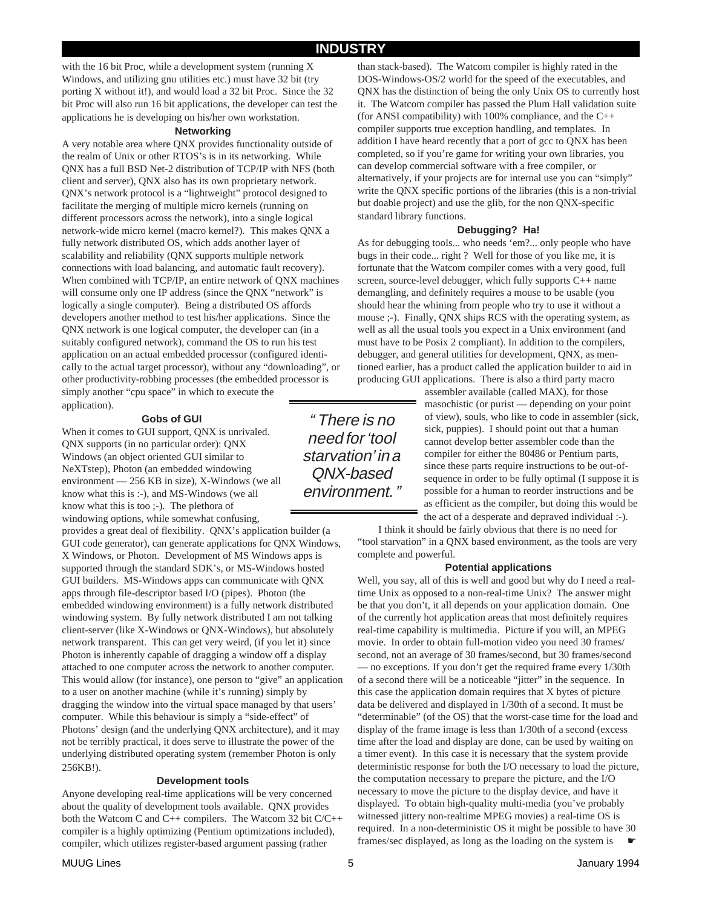with the 16 bit Proc, while a development system (running X Windows, and utilizing gnu utilities etc.) must have 32 bit (try porting X without it!), and would load a 32 bit Proc. Since the 32 bit Proc will also run 16 bit applications, the developer can test the applications he is developing on his/her own workstation.

### Networking

A very notable area where QNX provides functionality outside of the realm of Unix or other RTOS's is in its networking. While QNX has a full BSD Net-2 distribution of TCP/IP with NFS (both client and server), QNX also has its own proprietary network. QNX's network protocol is a "lightweight" protocol designed to facilitate the merging of multiple micro kernels (running on different processors across the network), into a single logical network-wide micro kernel (macro kernel?). This makes QNX a fully network distributed OS, which adds another layer of scalability and reliability (QNX supports multiple network connections with load balancing, and automatic fault recovery). When combined with TCP/IP, an entire network of QNX machines will consume only one IP address (since the QNX "network" is logically a single computer). Being a distributed OS affords developers another method to test his/her applications. Since the QNX network is one logical computer, the developer can (in a suitably configured network), command the OS to run his test application on an actual embedded processor (configured identically to the actual target processor), without any "downloading", or other productivity-robbing processes (the embedded processor is simply another "cpu space" in which to execute the application).

### Gobs of GUI

When it comes to GUI support, QNX is unrivaled. QNX supports (in no particular order): QNX Windows (an object oriented GUI similar to NeXTstep), Photon (an embedded windowing environment — 256 KB in size), X-Windows (we all know what this is :-), and MS-Windows (we all know what this is too ;-). The plethora of windowing options, while somewhat confusing, provides a great deal of flexibility. QNX's application builder (a GUI code generator), can generate applications for QNX Windows, X Windows, or Photon. Development of MS Windows apps is supported through the standard SDK's, or MS-Windows hosted GUI builders. MS-Windows apps can communicate with QNX apps through file-descriptor based I/O (pipes). Photon (the embedded windowing environment) is a fully network distributed windowing system. By fully network distributed I am not talking client-server (like X-Windows or QNX-Windows), but absolutely network transparent. This can get very weird, (if you let it) since Photon is inherently capable of dragging a window off a display attached to one computer across the network to another computer. This would allow (for instance), one person to "give" an application to a user on another machine (while it's running) simply by dragging the window into the virtual space managed by that users' computer. While this behaviour is simply a "side-effect" of Photons' design (and the underlying QNX architecture), and it may not be terribly practical, it does serve to illustrate the power of the underlying distributed operating system (remember Photon is only 256KB!).

### Development tools

Anyone developing real-time applications will be very concerned about the quality of development tools available. QNX provides both the Watcom C and C++ compilers. The Watcom 32 bit C/C++ compiler is a highly optimizing (Pentium optimizations included), compiler, which utilizes register-based argument passing (rather than stack-based). The Watcom compiler is highly rated in the DOS-Windows-OS/2 world for the speed of the executables, and QNX has the distinction of being the only Unix OS to currently host it. The Watcom compiler has passed the Plum Hall validation suite (for ANSI compatibility) with 100% compliance, and the C++ compiler supports true exception handling, and templates. In addition I have heard recently that a port of gcc to QNX has been completed, so if you're game for writing your own libraries, you can develop commercial software with a free compiler, or alternatively, if your projects are for internal use you can "simply" write the QNX specific portions of the libraries (this is a non-trivial but doable project) and use the glib, for the non QNX-specific standard library functions.

### Debugging? Ha!

As for debugging tools... who needs 'em?... only people who have bugs in their code... right ? Well for those of you like me, it is fortunate that the Watcom compiler comes with a very good, full screen, source-level debugger, which fully supports C++ name demangling, and definitely requires a mouse to be usable (you should hear the whining from people who try to use it without a mouse ;-). Finally, QNX ships RCS with the operating system, as well as all the usual tools you expect in a Unix environment (and must have to be Posix 2 compliant). In addition to the compilers, debugger, and general utilities for development, QNX, as mentioned earlier, has a product called the application builder to aid in producing GUI applications. There is also a third party macro assembler available (called MAX), for those masochistic (or purist — depending on your point of view), souls, who like to code in assembler (sick, sick, puppies). I should point out that a human cannot develop better assembler code than the compiler for either the 80486 or Pentium parts, since these parts require instructions to be out-of-sequence in order to be fully optimal (I suppose it is possible for a human to reorder instructions and be as efficient as the compiler, but doing this would be the act of a desperate and depraved individual :-).

> *" There is no need for 'tool starvation' in a QNX-based environment."*

I think it should be fairly obvious that there is no need for "tool starvation" in a QNX based environment, as the tools are very complete and powerful.

### Potential applications

Well, you say, all of this is well and good but why do I need a real-time Unix as opposed to a non-real-time Unix? The answer might be that you don't, it all depends on your application domain. One of the currently hot application areas that most definitely requires real-time capability is multimedia. Picture if you will, an MPEG movie. In order to obtain full-motion video you need 30 frames/second, not an average of 30 frames/second, but 30 frames/second — no exceptions. If you don't get the required frame every 1/30th of a second there will be a noticeable "jitter" in the sequence. In this case the application domain requires that X bytes of picture data be delivered and displayed in 1/30th of a second. It must be "determinable" (of the OS) that the worst-case time for the load and display of the frame image is less than 1/30th of a second (excess time after the load and display are done, can be used by waiting on a timer event). In this case it is necessary that the system provide deterministic response for both the I/O necessary to load the picture, the computation necessary to prepare the picture, and the I/O necessary to move the picture to the display device, and have it displayed. To obtain high-quality multi-media (you've probably witnessed jittery non-realtime MPEG movies) a real-time OS is required. In a non-deterministic OS it might be possible to have 30 frames/sec displayed, as long as the loading on the system is ☛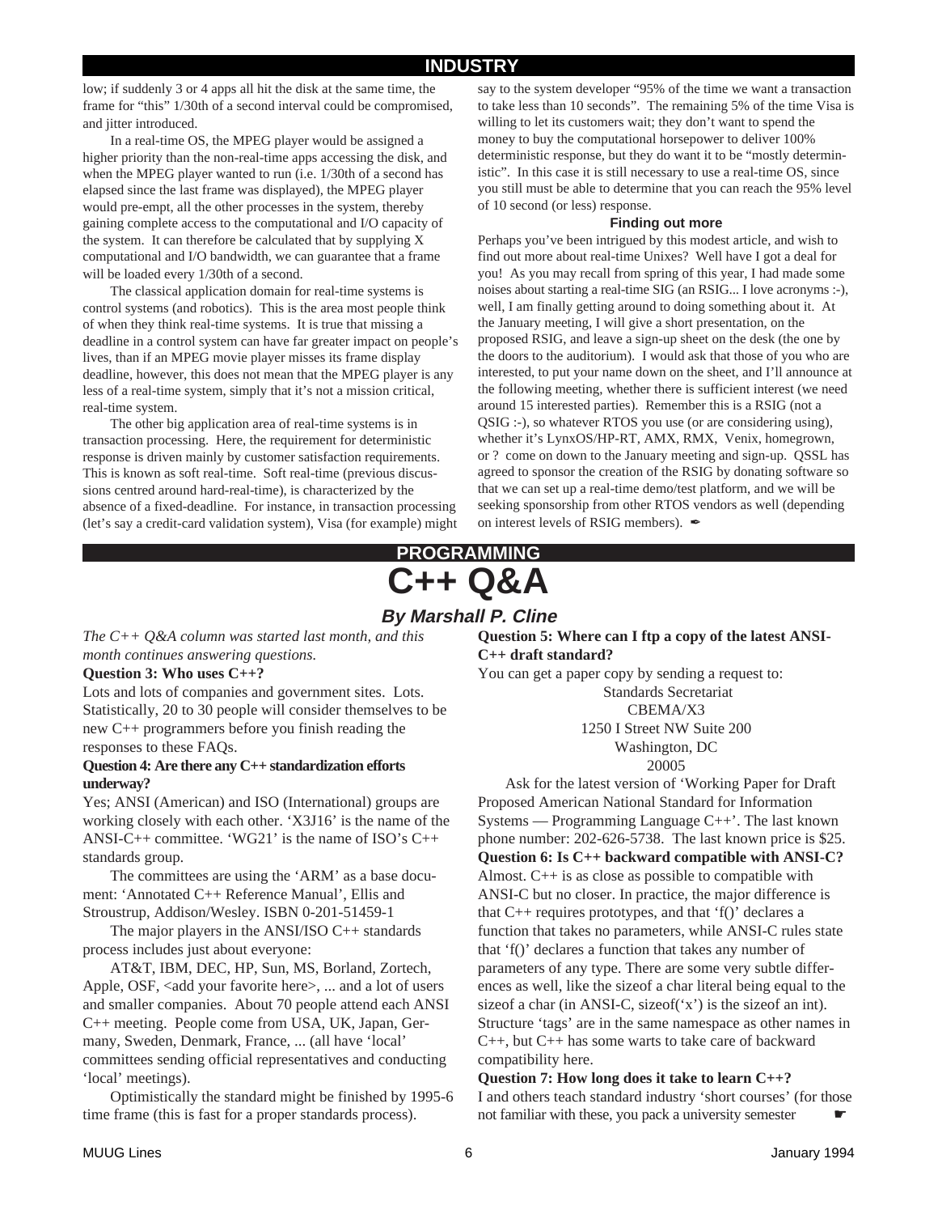## INDUSTRY

low; if suddenly 3 or 4 apps all hit the disk at the same time, the frame for "this" 1/30th of a second interval could be compromised, and jitter introduced.

In a real-time OS, the MPEG player would be assigned a higher priority than the non-real-time apps accessing the disk, and when the MPEG player wanted to run (i.e. 1/30th of a second has elapsed since the last frame was displayed), the MPEG player would pre-empt, all the other processes in the system, thereby gaining complete access to the computational and I/O capacity of the system. It can therefore be calculated that by supplying X computational and I/O bandwidth, we can guarantee that a frame will be loaded every 1/30th of a second.

The classical application domain for real-time systems is control systems (and robotics). This is the area most people think of when they think real-time systems. It is true that missing a deadline in a control system can have far greater impact on people's lives, than if an MPEG movie player misses its frame display deadline, however, this does not mean that the MPEG player is any less of a real-time system, simply that it's not a mission critical, real-time system.

The other big application area of real-time systems is in transaction processing. Here, the requirement for deterministic response is driven mainly by customer satisfaction requirements. This is known as soft real-time. Soft real-time (previous discussions centred around hard-real-time), is characterized by the absence of a fixed-deadline. For instance, in transaction processing (let's say a credit-card validation system), Visa (for example) might say to the system developer "95% of the time we want a transaction to take less than 10 seconds". The remaining 5% of the time Visa is willing to let its customers wait; they don't want to spend the money to buy the computational horsepower to deliver 100% deterministic response, but they do want it to be "mostly deterministic". In this case it is still necessary to use a real-time OS, since you still must be able to determine that you can reach the 95% level of 10 second (or less) response.

### Finding out more

Perhaps you've been intrigued by this modest article, and wish to find out more about real-time Unixes? Well have I got a deal for you! As you may recall from spring of this year, I had made some noises about starting a real-time SIG (an RSIG... I love acronyms :-), well, I am finally getting around to doing something about it. At the January meeting, I will give a short presentation, on the proposed RSIG, and leave a sign-up sheet on the desk (the one by the doors to the auditorium). I would ask that those of you who are interested, to put your name down on the sheet, and I'll announce at the following meeting, whether there is sufficient interest (we need around 15 interested parties). Remember this is a RSIG (not a QSIG :-), so whatever RTOS you use (or are considering using), whether it's LynxOS/HP-RT, AMX, RMX, Venix, homegrown, or ? come on down to the January meeting and sign-up. QSSL has agreed to sponsor the creation of the RSIG by donating software so that we can set up a real-time demo/test platform, and we will be seeking sponsorship from other RTOS vendors as well (depending on interest levels of RSIG members). ✒

## PROGRAMMING

# C++ Q&A

### *By Marshall P. Cline*

*The C++ Q&A column was started last month, and this month continues answering questions.*

**Question 3: Who uses C++?**

Lots and lots of companies and government sites. Lots. Statistically, 20 to 30 people will consider themselves to be new C++ programmers before you finish reading the responses to these FAQs.

**Question 4: Are there any C++ standardization efforts underway?**

Yes; ANSI (American) and ISO (International) groups are working closely with each other. 'X3J16' is the name of the ANSI-C++ committee. 'WG21' is the name of ISO's C++ standards group.

The committees are using the 'ARM' as a base document: 'Annotated C++ Reference Manual', Ellis and Stroustrup, Addison/Wesley. ISBN 0-201-51459-1

The major players in the ANSI/ISO C++ standards process includes just about everyone:

AT&T, IBM, DEC, HP, Sun, MS, Borland, Zortech, Apple, OSF, <add your favorite here>, ... and a lot of users and smaller companies. About 70 people attend each ANSI C++ meeting. People come from USA, UK, Japan, Germany, Sweden, Denmark, France, ... (all have 'local' committees sending official representatives and conducting 'local' meetings).

Optimistically the standard might be finished by 1995-6 time frame (this is fast for a proper standards process).

**Question 5: Where can I ftp a copy of the latest ANSI-C++ draft standard?**

You can get a paper copy by sending a request to:

Standards Secretariat
CBEMA/X3
1250 I Street NW Suite 200
Washington, DC
20005

Ask for the latest version of 'Working Paper for Draft Proposed American National Standard for Information Systems — Programming Language C++'. The last known phone number: 202-626-5738. The last known price is $25.

**Question 6: Is C++ backward compatible with ANSI-C?**

Almost. C++ is as close as possible to compatible with ANSI-C but no closer. In practice, the major difference is that C++ requires prototypes, and that 'f()' declares a function that takes no parameters, while ANSI-C rules state that 'f()' declares a function that takes any number of parameters of any type. There are some very subtle differences as well, like the sizeof a char literal being equal to the sizeof a char (in ANSI-C, sizeof('x') is the sizeof an int). Structure 'tags' are in the same namespace as other names in C++, but C++ has some warts to take care of backward compatibility here.

**Question 7: How long does it take to learn C++?**

I and others teach standard industry 'short courses' (for those not familiar with these, you pack a university semester ☛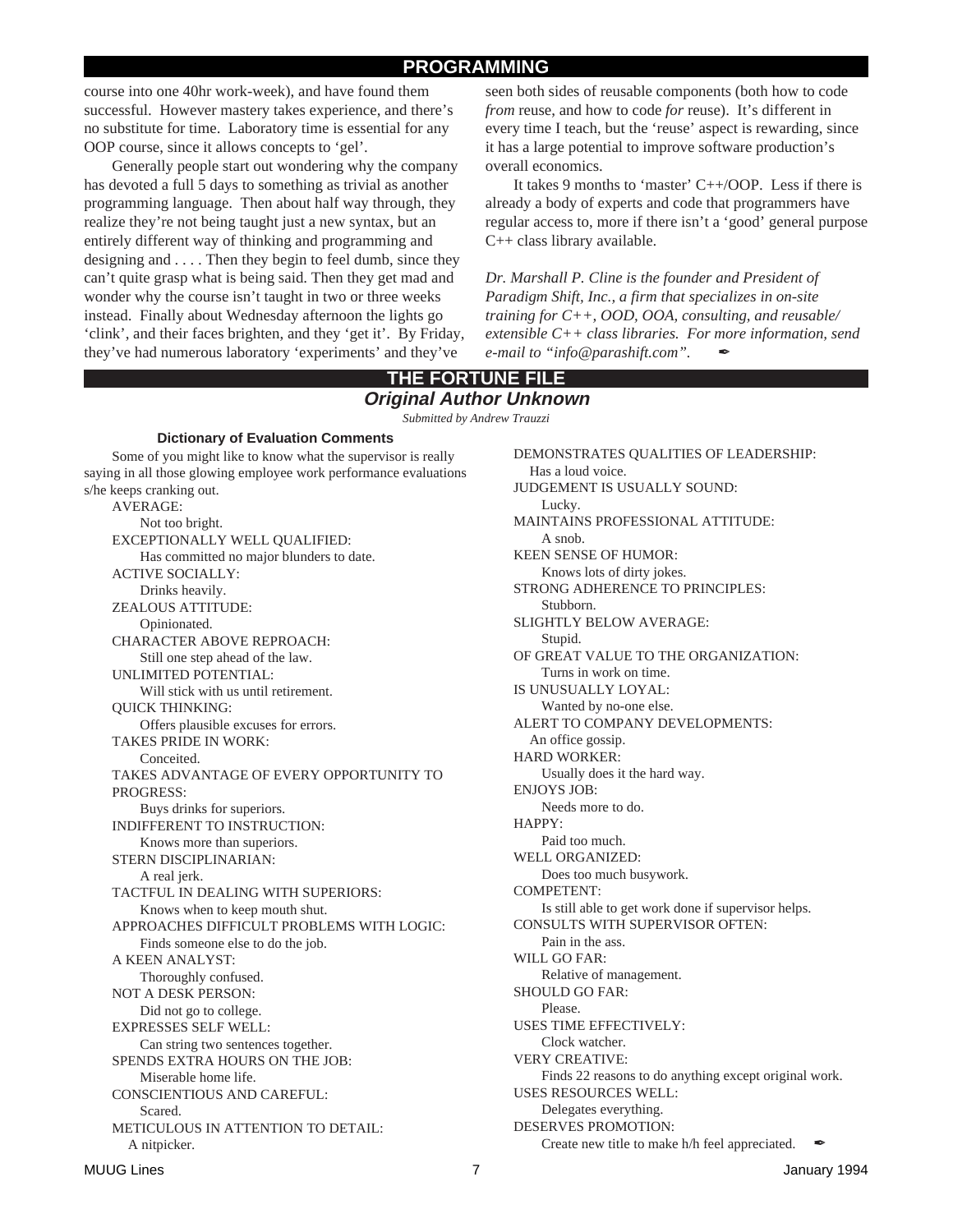## PROGRAMMING

course into one 40hr work-week), and have found them successful. However mastery takes experience, and there's no substitute for time. Laboratory time is essential for any OOP course, since it allows concepts to 'gel'.

Generally people start out wondering why the company has devoted a full 5 days to something as trivial as another programming language. Then about half way through, they realize they're not being taught just a new syntax, but an entirely different way of thinking and programming and designing and . . . . Then they begin to feel dumb, since they can't quite grasp what is being said. Then they get mad and wonder why the course isn't taught in two or three weeks instead. Finally about Wednesday afternoon the lights go 'clink', and their faces brighten, and they 'get it'. By Friday, they've had numerous laboratory 'experiments' and they've seen both sides of reusable components (both how to code *from* reuse, and how to code *for* reuse). It's different in every time I teach, but the 'reuse' aspect is rewarding, since it has a large potential to improve software production's overall economics.

It takes 9 months to 'master' C++/OOP. Less if there is already a body of experts and code that programmers have regular access to, more if there isn't a 'good' general purpose C++ class library available.

*Dr. Marshall P. Cline is the founder and President of Paradigm Shift, Inc., a firm that specializes in on-site training for C++, OOD, OOA, consulting, and reusable/extensible C++ class libraries. For more information, send e-mail to "info@parashift.com".* ✒

## THE FORTUNE FILE

### *Original Author Unknown*

*Submitted by Andrew Trauzzi*

#### Dictionary of Evaluation Comments

Some of you might like to know what the supervisor is really saying in all those glowing employee work performance evaluations s/he keeps cranking out.

AVERAGE:
Not too bright.

EXCEPTIONALLY WELL QUALIFIED:
Has committed no major blunders to date.

ACTIVE SOCIALLY:
Drinks heavily.

ZEALOUS ATTITUDE:
Opinionated.

CHARACTER ABOVE REPROACH:
Still one step ahead of the law.

UNLIMITED POTENTIAL:
Will stick with us until retirement.

QUICK THINKING:
Offers plausible excuses for errors.

TAKES PRIDE IN WORK:
Conceited.

TAKES ADVANTAGE OF EVERY OPPORTUNITY TO PROGRESS:
Buys drinks for superiors.

INDIFFERENT TO INSTRUCTION:
Knows more than superiors.

STERN DISCIPLINARIAN:
A real jerk.

TACTFUL IN DEALING WITH SUPERIORS:
Knows when to keep mouth shut.

APPROACHES DIFFICULT PROBLEMS WITH LOGIC:
Finds someone else to do the job.

A KEEN ANALYST:
Thoroughly confused.

NOT A DESK PERSON:
Did not go to college.

EXPRESSES SELF WELL:
Can string two sentences together.

SPENDS EXTRA HOURS ON THE JOB:
Miserable home life.

CONSCIENTIOUS AND CAREFUL:
Scared.

METICULOUS IN ATTENTION TO DETAIL:
A nitpicker.

DEMONSTRATES QUALITIES OF LEADERSHIP:
Has a loud voice.

JUDGEMENT IS USUALLY SOUND:
Lucky.

MAINTAINS PROFESSIONAL ATTITUDE:
A snob.

KEEN SENSE OF HUMOR:
Knows lots of dirty jokes.

STRONG ADHERENCE TO PRINCIPLES:
Stubborn.

SLIGHTLY BELOW AVERAGE:
Stupid.

OF GREAT VALUE TO THE ORGANIZATION:
Turns in work on time.

IS UNUSUALLY LOYAL:
Wanted by no-one else.

ALERT TO COMPANY DEVELOPMENTS:
An office gossip.

HARD WORKER:
Usually does it the hard way.

ENJOYS JOB:
Needs more to do.

HAPPY:
Paid too much.

WELL ORGANIZED:
Does too much busywork.

COMPETENT:
Is still able to get work done if supervisor helps.

CONSULTS WITH SUPERVISOR OFTEN:
Pain in the ass.

WILL GO FAR:
Relative of management.

SHOULD GO FAR:
Please.

USES TIME EFFECTIVELY:
Clock watcher.

VERY CREATIVE:
Finds 22 reasons to do anything except original work.

USES RESOURCES WELL:
Delegates everything.

DESERVES PROMOTION:
Create new title to make h/h feel appreciated. ✒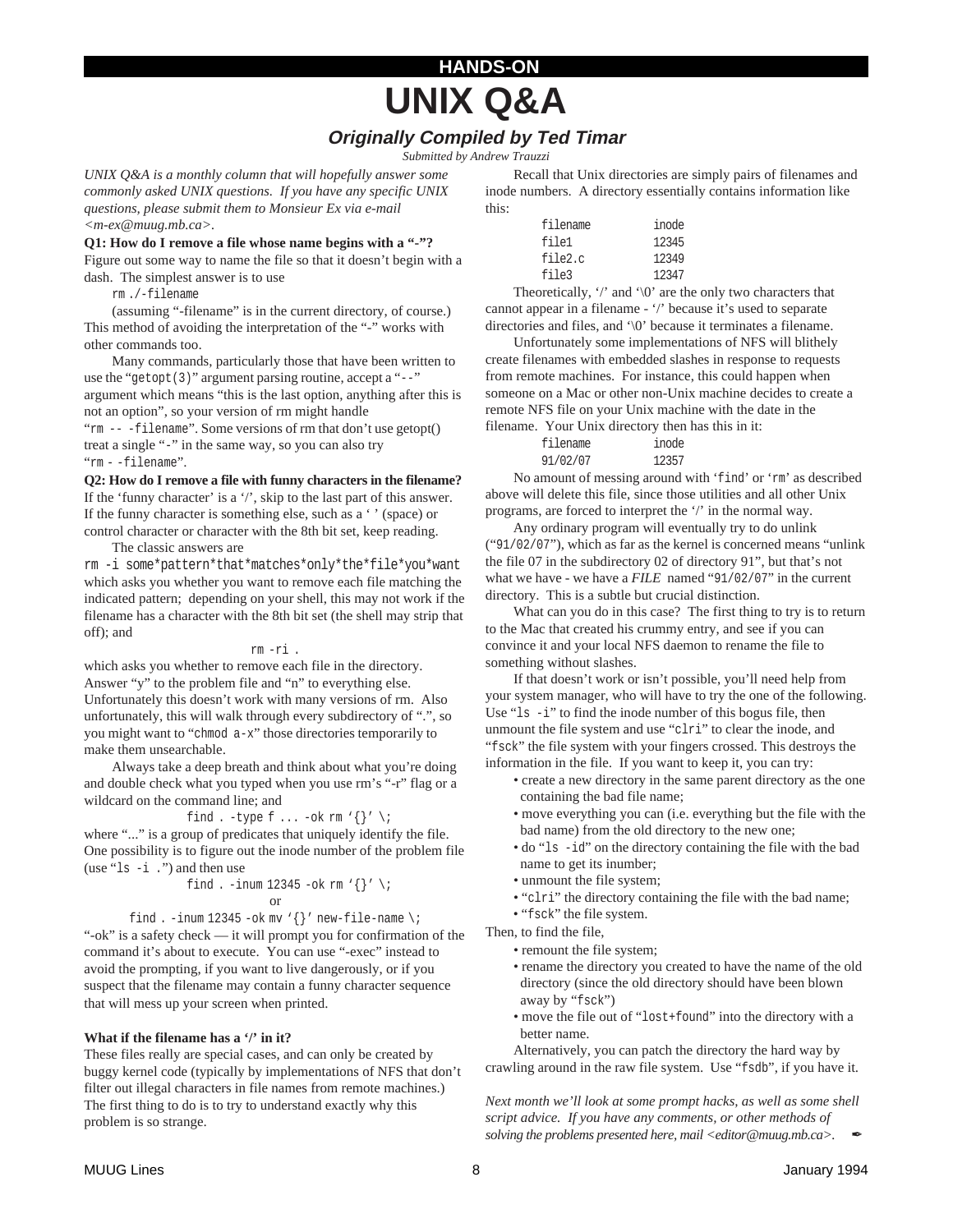**HANDS-ON**

# UNIX Q&A

### *Originally Compiled by Ted Timar*

*Submitted by Andrew Trauzzi*

*UNIX Q&A is a monthly column that will hopefully answer some commonly asked UNIX questions. If you have any specific UNIX questions, please submit them to Monsieur Ex via e-mail <m-ex@muug.mb.ca>.*

**Q1: How do I remove a file whose name begins with a "-"?**

Figure out some way to name the file so that it doesn't begin with a dash. The simplest answer is to use

```
rm ./-filename
```

(assuming "-filename" is in the current directory, of course.) This method of avoiding the interpretation of the "-" works with other commands too.

Many commands, particularly those that have been written to use the "`getopt(3)`" argument parsing routine, accept a "`--`" argument which means "this is the last option, anything after this is not an option", so your version of rm might handle "`rm -- -filename`". Some versions of rm that don't use getopt() treat a single "`-`" in the same way, so you can also try "`rm - -filename`".

**Q2: How do I remove a file with funny characters in the filename?**

If the 'funny character' is a '/', skip to the last part of this answer. If the funny character is something else, such as a ' ' (space) or control character or character with the 8th bit set, keep reading.

The classic answers are

```
rm -i some*pattern*that*matches*only*the*file*you*want
```

which asks you whether you want to remove each file matching the indicated pattern; depending on your shell, this may not work if the filename has a character with the 8th bit set (the shell may strip that off); and

```
rm -ri .
```

which asks you whether to remove each file in the directory. Answer "y" to the problem file and "n" to everything else. Unfortunately this doesn't work with many versions of rm. Also unfortunately, this will walk through every subdirectory of ".", so you might want to "`chmod a-x`" those directories temporarily to make them unsearchable.

Always take a deep breath and think about what you're doing and double check what you typed when you use rm's "-r" flag or a wildcard on the command line; and

```
find . -type f ... -ok rm '{}' \;
```

where "..." is a group of predicates that uniquely identify the file. One possibility is to figure out the inode number of the problem file (use "`ls -i .`") and then use

```
find . -inum 12345 -ok rm '{}' \;
```

or

```
find . -inum 12345 -ok mv '{}' new-file-name \;
```

"-ok" is a safety check — it will prompt you for confirmation of the command it's about to execute. You can use "-exec" instead to avoid the prompting, if you want to live dangerously, or if you suspect that the filename may contain a funny character sequence that will mess up your screen when printed.

**What if the filename has a '/' in it?**

These files really are special cases, and can only be created by buggy kernel code (typically by implementations of NFS that don't filter out illegal characters in file names from remote machines.) The first thing to do is to try to understand exactly why this problem is so strange.

Recall that Unix directories are simply pairs of filenames and inode numbers. A directory essentially contains information like this:

```
filename    inode
file1       12345
file2.c     12349
file3       12347
```

Theoretically, '/' and '\0' are the only two characters that cannot appear in a filename - '/' because it's used to separate directories and files, and '\0' because it terminates a filename.

Unfortunately some implementations of NFS will blithely create filenames with embedded slashes in response to requests from remote machines. For instance, this could happen when someone on a Mac or other non-Unix machine decides to create a remote NFS file on your Unix machine with the date in the filename. Your Unix directory then has this in it:

```
filename    inode
91/02/07    12357
```

No amount of messing around with '`find`' or '`rm`' as described above will delete this file, since those utilities and all other Unix programs, are forced to interpret the '/' in the normal way.

Any ordinary program will eventually try to do unlink ("`91/02/07`"), which as far as the kernel is concerned means "unlink the file 07 in the subdirectory 02 of directory 91", but that's not what we have - we have a *FILE* named "`91/02/07`" in the current directory. This is a subtle but crucial distinction.

What can you do in this case? The first thing to try is to return to the Mac that created his crummy entry, and see if you can convince it and your local NFS daemon to rename the file to something without slashes.

If that doesn't work or isn't possible, you'll need help from your system manager, who will have to try the one of the following. Use "`ls -i`" to find the inode number of this bogus file, then unmount the file system and use "`clri`" to clear the inode, and "`fsck`" the file system with your fingers crossed. This destroys the information in the file. If you want to keep it, you can try:

- create a new directory in the same parent directory as the one containing the bad file name;
- move everything you can (i.e. everything but the file with the bad name) from the old directory to the new one;
- do "`ls -id`" on the directory containing the file with the bad name to get its inumber;
- unmount the file system;
- "`clri`" the directory containing the file with the bad name;
- "`fsck`" the file system.

Then, to find the file,

- remount the file system;
- rename the directory you created to have the name of the old directory (since the old directory should have been blown away by "`fsck`")
- move the file out of "`lost+found`" into the directory with a better name.

Alternatively, you can patch the directory the hard way by crawling around in the raw file system. Use "`fsdb`", if you have it.

*Next month we'll look at some prompt hacks, as well as some shell script advice. If you have any comments, or other methods of solving the problems presented here, mail <editor@muug.mb.ca>.*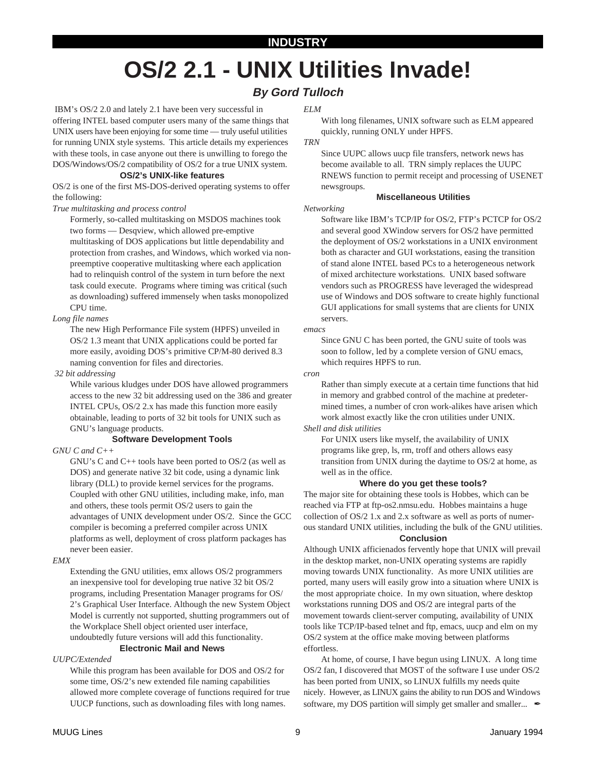INDUSTRY

# OS/2 2.1 - UNIX Utilities Invade!

### *By Gord Tulloch*

IBM's OS/2 2.0 and lately 2.1 have been very successful in offering INTEL based computer users many of the same things that UNIX users have been enjoying for some time — truly useful utilities for running UNIX style systems. This article details my experiences with these tools, in case anyone out there is unwilling to forego the DOS/Windows/OS/2 compatibility of OS/2 for a true UNIX system.

#### OS/2's UNIX-like features

OS/2 is one of the first MS-DOS-derived operating systems to offer the following:

*True multitasking and process control*

Formerly, so-called multitasking on MSDOS machines took two forms — Desqview, which allowed pre-emptive multitasking of DOS applications but little dependability and protection from crashes, and Windows, which worked via non-preemptive cooperative multitasking where each application had to relinquish control of the system in turn before the next task could execute. Programs where timing was critical (such as downloading) suffered immensely when tasks monopolized CPU time.

*Long file names*

The new High Performance File system (HPFS) unveiled in OS/2 1.3 meant that UNIX applications could be ported far more easily, avoiding DOS's primitive CP/M-80 derived 8.3 naming convention for files and directories.

*32 bit addressing*

While various kludges under DOS have allowed programmers access to the new 32 bit addressing used on the 386 and greater INTEL CPUs, OS/2 2.x has made this function more easily obtainable, leading to ports of 32 bit tools for UNIX such as GNU's language products.

#### Software Development Tools

*GNU C and C++*

GNU's C and C++ tools have been ported to OS/2 (as well as DOS) and generate native 32 bit code, using a dynamic link library (DLL) to provide kernel services for the programs. Coupled with other GNU utilities, including make, info, man and others, these tools permit OS/2 users to gain the advantages of UNIX development under OS/2. Since the GCC compiler is becoming a preferred compiler across UNIX platforms as well, deployment of cross platform packages has never been easier.

*EMX*

Extending the GNU utilities, emx allows OS/2 programmers an inexpensive tool for developing true native 32 bit OS/2 programs, including Presentation Manager programs for OS/2's Graphical User Interface. Although the new System Object Model is currently not supported, shutting programmers out of the Workplace Shell object oriented user interface, undoubtedly future versions will add this functionality.

#### Electronic Mail and News

*UUPC/Extended*

While this program has been available for DOS and OS/2 for some time, OS/2's new extended file naming capabilities allowed more complete coverage of functions required for true UUCP functions, such as downloading files with long names.

*ELM*

With long filenames, UNIX software such as ELM appeared quickly, running ONLY under HPFS.

*TRN*

Since UUPC allows uucp file transfers, network news has become available to all. TRN simply replaces the UUPC RNEWS function to permit receipt and processing of USENET newsgroups.

#### Miscellaneous Utilities

*Networking*

Software like IBM's TCP/IP for OS/2, FTP's PCTCP for OS/2 and several good XWindow servers for OS/2 have permitted the deployment of OS/2 workstations in a UNIX environment both as character and GUI workstations, easing the transition of stand alone INTEL based PCs to a heterogeneous network of mixed architecture workstations. UNIX based software vendors such as PROGRESS have leveraged the widespread use of Windows and DOS software to create highly functional GUI applications for small systems that are clients for UNIX servers.

*emacs*

Since GNU C has been ported, the GNU suite of tools was soon to follow, led by a complete version of GNU emacs, which requires HPFS to run.

*cron*

Rather than simply execute at a certain time functions that hid in memory and grabbed control of the machine at predetermined times, a number of cron work-alikes have arisen which work almost exactly like the cron utilities under UNIX.

*Shell and disk utilities*

For UNIX users like myself, the availability of UNIX programs like grep, ls, rm, troff and others allows easy transition from UNIX during the daytime to OS/2 at home, as well as in the office.

#### Where do you get these tools?

The major site for obtaining these tools is Hobbes, which can be reached via FTP at ftp-os2.nmsu.edu. Hobbes maintains a huge collection of OS/2 1.x and 2.x software as well as ports of numerous standard UNIX utilities, including the bulk of the GNU utilities.

#### Conclusion

Although UNIX afficienados fervently hope that UNIX will prevail in the desktop market, non-UNIX operating systems are rapidly moving towards UNIX functionality. As more UNIX utilities are ported, many users will easily grow into a situation where UNIX is the most appropriate choice. In my own situation, where desktop workstations running DOS and OS/2 are integral parts of the movement towards client-server computing, availability of UNIX tools like TCP/IP-based telnet and ftp, emacs, uucp and elm on my OS/2 system at the office make moving between platforms effortless.

At home, of course, I have begun using LINUX. A long time OS/2 fan, I discovered that MOST of the software I use under OS/2 has been ported from UNIX, so LINUX fulfills my needs quite nicely. However, as LINUX gains the ability to run DOS and Windows software, my DOS partition will simply get smaller and smaller... ✒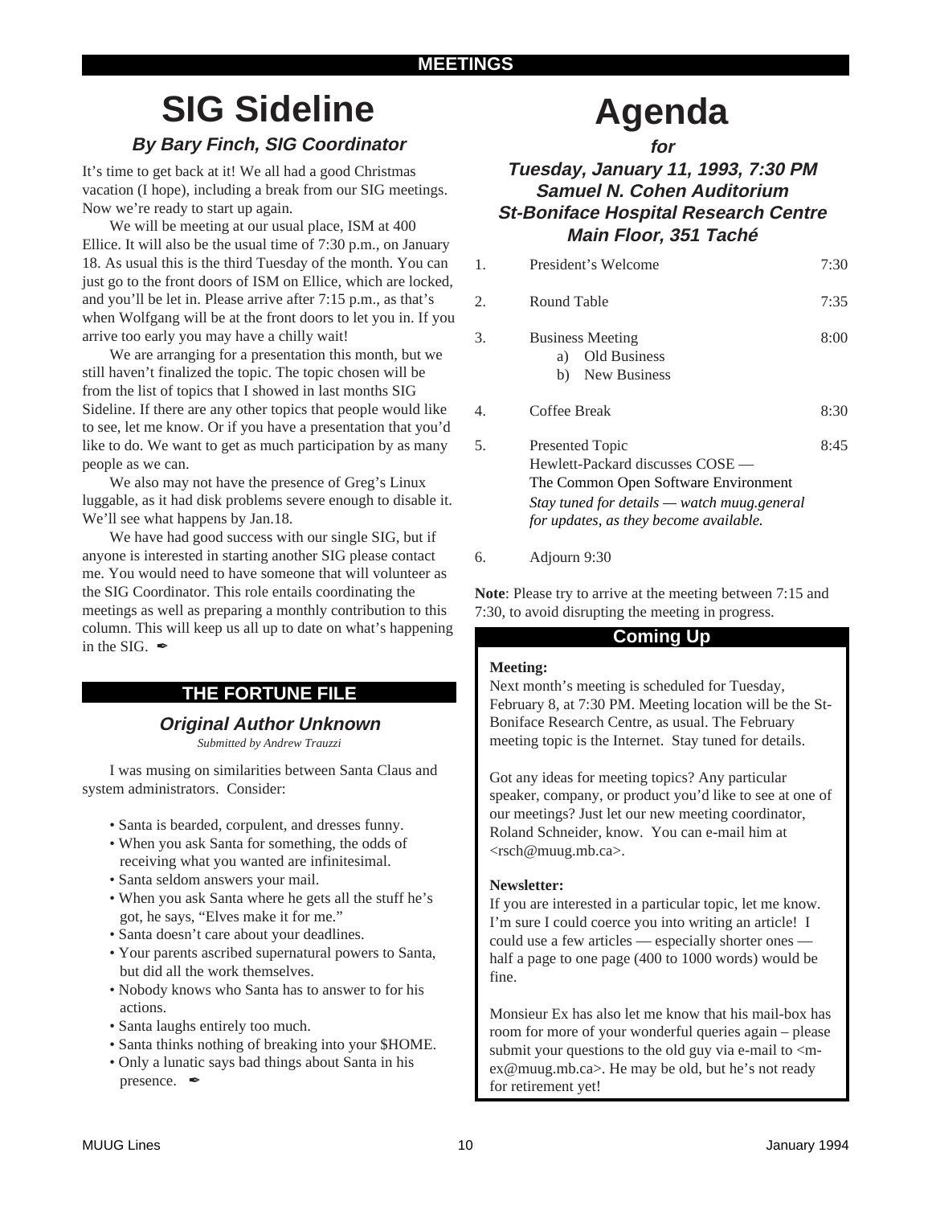MEETINGS

# SIG Sideline

### *By Bary Finch, SIG Coordinator*

It's time to get back at it! We all had a good Christmas vacation (I hope), including a break from our SIG meetings. Now we're ready to start up again.

We will be meeting at our usual place, ISM at 400 Ellice. It will also be the usual time of 7:30 p.m., on January 18. As usual this is the third Tuesday of the month. You can just go to the front doors of ISM on Ellice, which are locked, and you'll be let in. Please arrive after 7:15 p.m., as that's when Wolfgang will be at the front doors to let you in. If you arrive too early you may have a chilly wait!

We are arranging for a presentation this month, but we still haven't finalized the topic. The topic chosen will be from the list of topics that I showed in last months SIG Sideline. If there are any other topics that people would like to see, let me know. Or if you have a presentation that you'd like to do. We want to get as much participation by as many people as we can.

We also may not have the presence of Greg's Linux luggable, as it had disk problems severe enough to disable it. We'll see what happens by Jan.18.

We have had good success with our single SIG, but if anyone is interested in starting another SIG please contact me. You would need to have someone that will volunteer as the SIG Coordinator. This role entails coordinating the meetings as well as preparing a monthly contribution to this column. This will keep us all up to date on what's happening in the SIG. ✒

## THE FORTUNE FILE

### *Original Author Unknown*

*Submitted by Andrew Trauzzi*

I was musing on similarities between Santa Claus and system administrators. Consider:

- Santa is bearded, corpulent, and dresses funny.
- When you ask Santa for something, the odds of receiving what you wanted are infinitesimal.
- Santa seldom answers your mail.
- When you ask Santa where he gets all the stuff he's got, he says, "Elves make it for me."
- Santa doesn't care about your deadlines.
- Your parents ascribed supernatural powers to Santa, but did all the work themselves.
- Nobody knows who Santa has to answer to for his actions.
- Santa laughs entirely too much.
- Santa thinks nothing of breaking into your $HOME.
- Only a lunatic says bad things about Santa in his presence. ✒

# Agenda

### *for*
### *Tuesday, January 11, 1993, 7:30 PM*
### *Samuel N. Cohen Auditorium*
### *St-Boniface Hospital Research Centre*
### *Main Floor, 351 Taché*

| | | |
|---|---|---|
| 1. | President's Welcome | 7:30 |
| 2. | Round Table | 7:35 |
| 3. | Business Meeting<br>a) Old Business<br>b) New Business | 8:00 |
| 4. | Coffee Break | 8:30 |
| 5. | Presented Topic<br>Hewlett-Packard discusses COSE —<br>The Common Open Software Environment<br>*Stay tuned for details — watch muug.general for updates, as they become available.* | 8:45 |
| 6. | Adjourn 9:30 | |

**Note**: Please try to arrive at the meeting between 7:15 and 7:30, to avoid disrupting the meeting in progress.

## Coming Up

**Meeting:**

Next month's meeting is scheduled for Tuesday, February 8, at 7:30 PM. Meeting location will be the St-Boniface Research Centre, as usual. The February meeting topic is the Internet. Stay tuned for details.

Got any ideas for meeting topics? Any particular speaker, company, or product you'd like to see at one of our meetings? Just let our new meeting coordinator, Roland Schneider, know. You can e-mail him at <rsch@muug.mb.ca>.

**Newsletter:**

If you are interested in a particular topic, let me know. I'm sure I could coerce you into writing an article! I could use a few articles — especially shorter ones — half a page to one page (400 to 1000 words) would be fine.

Monsieur Ex has also let me know that his mail-box has room for more of your wonderful queries again – please submit your questions to the old guy via e-mail to <m-ex@muug.mb.ca>. He may be old, but he's not ready for retirement yet!